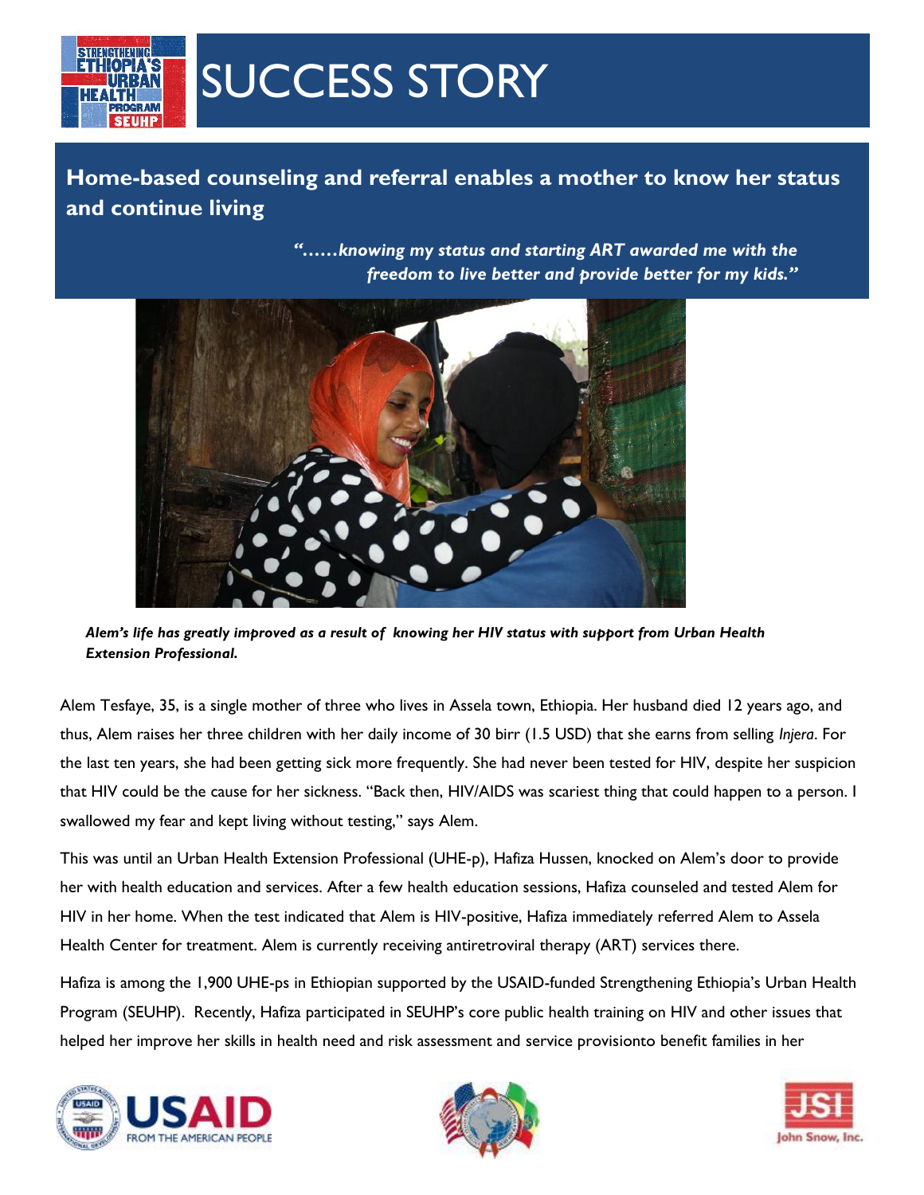# SUCCESS STORY

## Home-based counseling and referral enables a mother to know her status and continue living

*"……knowing my status and starting ART awarded me with the freedom to live better and provide better for my kids."*

***Alem's life has greatly improved as a result of knowing her HIV status with support from Urban Health Extension Professional.***

Alem Tesfaye, 35, is a single mother of three who lives in Assela town, Ethiopia. Her husband died 12 years ago, and thus, Alem raises her three children with her daily income of 30 birr (1.5 USD) that she earns from selling *Injera*. For the last ten years, she had been getting sick more frequently. She had never been tested for HIV, despite her suspicion that HIV could be the cause for her sickness. "Back then, HIV/AIDS was scariest thing that could happen to a person. I swallowed my fear and kept living without testing," says Alem.

This was until an Urban Health Extension Professional (UHE-p), Hafiza Hussen, knocked on Alem's door to provide her with health education and services. After a few health education sessions, Hafiza counseled and tested Alem for HIV in her home. When the test indicated that Alem is HIV-positive, Hafiza immediately referred Alem to Assela Health Center for treatment. Alem is currently receiving antiretroviral therapy (ART) services there.

Hafiza is among the 1,900 UHE-ps in Ethiopian supported by the USAID-funded Strengthening Ethiopia's Urban Health Program (SEUHP). Recently, Hafiza participated in SEUHP's core public health training on HIV and other issues that helped her improve her skills in health need and risk assessment and service provisionto benefit families in her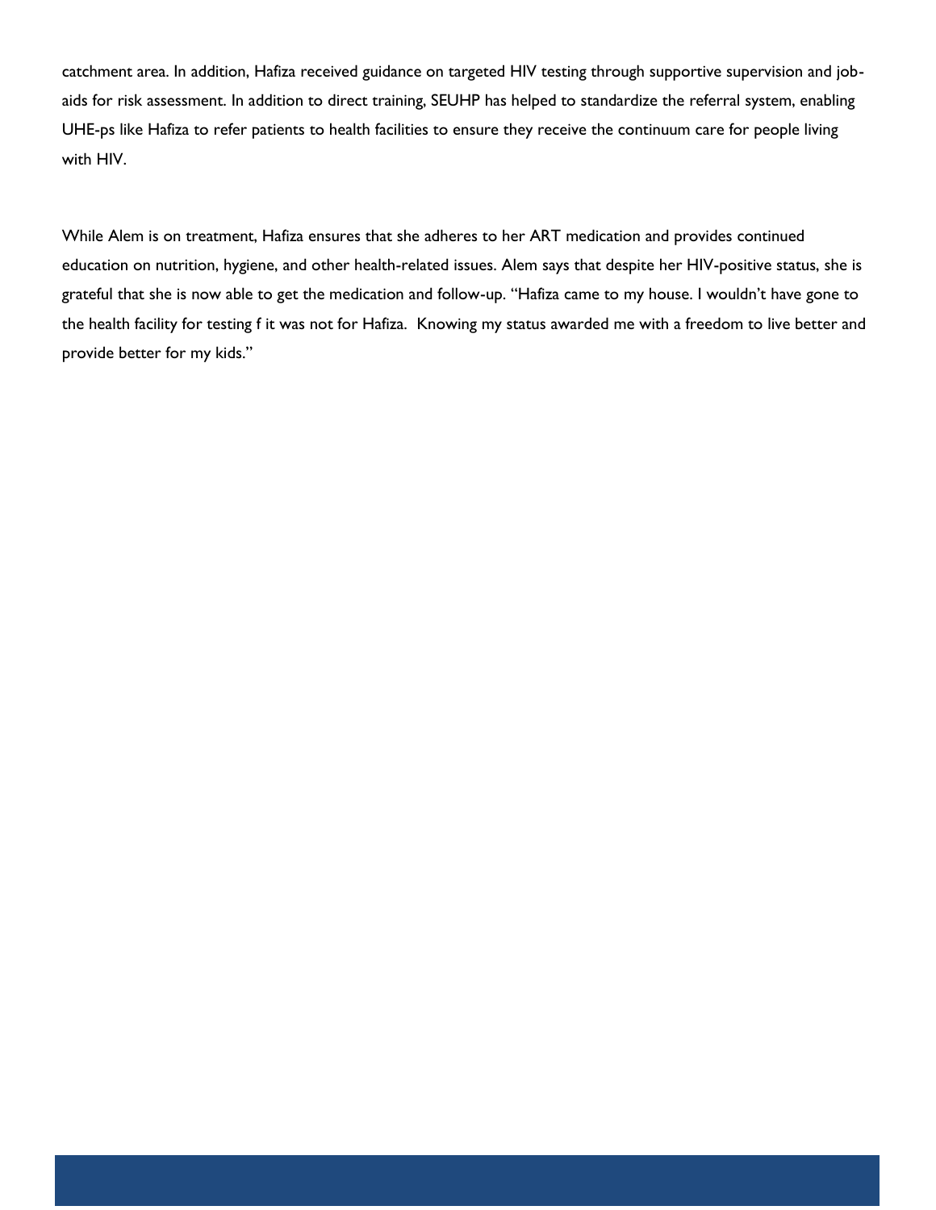catchment area. In addition, Hafiza received guidance on targeted HIV testing through supportive supervision and job-aids for risk assessment. In addition to direct training, SEUHP has helped to standardize the referral system, enabling UHE-ps like Hafiza to refer patients to health facilities to ensure they receive the continuum care for people living with HIV.

While Alem is on treatment, Hafiza ensures that she adheres to her ART medication and provides continued education on nutrition, hygiene, and other health-related issues. Alem says that despite her HIV-positive status, she is grateful that she is now able to get the medication and follow-up. "Hafiza came to my house. I wouldn't have gone to the health facility for testing f it was not for Hafiza. Knowing my status awarded me with a freedom to live better and provide better for my kids."